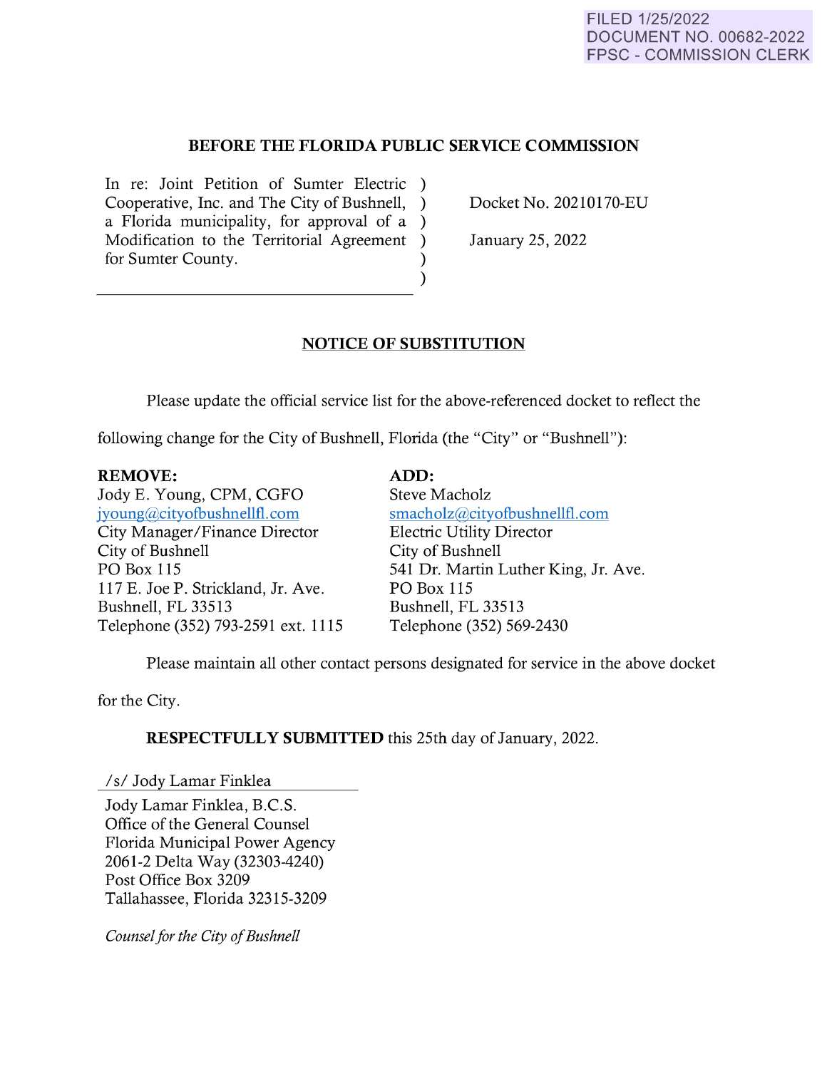FILED 1/25/2022
DOCUMENT NO. 00682-2022
FPSC - COMMISSION CLERK

## BEFORE THE FLORIDA PUBLIC SERVICE COMMISSION

| | |
|---|---|
| In re: Joint Petition of Sumter Electric Cooperative, Inc. and The City of Bushnell, a Florida municipality, for approval of a Modification to the Territorial Agreement for Sumter County. | Docket No. 20210170-EU<br><br>January 25, 2022 |

## NOTICE OF SUBSTITUTION

Please update the official service list for the above-referenced docket to reflect the following change for the City of Bushnell, Florida (the "City" or "Bushnell"):

| **REMOVE:** | **ADD:** |
|---|---|
| Jody E. Young, CPM, CGFO | Steve Macholz |
| jyoung@cityofbushnellfl.com | smacholz@cityofbushnellfl.com |
| City Manager/Finance Director | Electric Utility Director |
| City of Bushnell | City of Bushnell |
| PO Box 115 | 541 Dr. Martin Luther King, Jr. Ave. |
| 117 E. Joe P. Strickland, Jr. Ave. | PO Box 115 |
| Bushnell, FL 33513 | Bushnell, FL 33513 |
| Telephone (352) 793-2591 ext. 1115 | Telephone (352) 569-2430 |

Please maintain all other contact persons designated for service in the above docket for the City.

**RESPECTFULLY SUBMITTED** this 25th day of January, 2022.

/s/ Jody Lamar Finklea

Jody Lamar Finklea, B.C.S.
Office of the General Counsel
Florida Municipal Power Agency
2061-2 Delta Way (32303-4240)
Post Office Box 3209
Tallahassee, Florida 32315-3209

*Counsel for the City of Bushnell*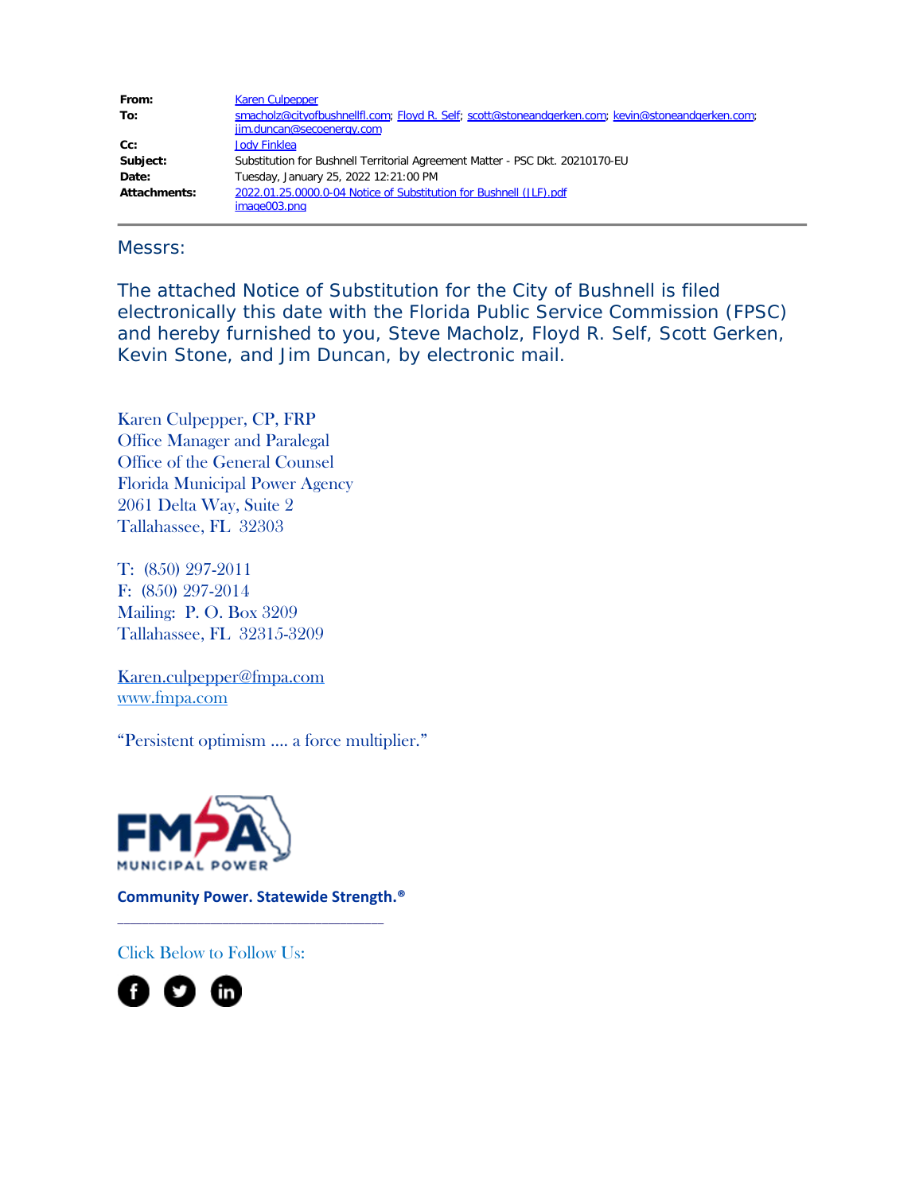| | |
|---|---|
| **From:** | Karen Culpepper |
| **To:** | smacholz@cityofbushnellfl.com; Floyd R. Self; scott@stoneandgerken.com; kevin@stoneandgerken.com; jim.duncan@secoenergy.com |
| **Cc:** | Jody Finklea |
| **Subject:** | Substitution for Bushnell Territorial Agreement Matter - PSC Dkt. 20210170-EU |
| **Date:** | Tuesday, January 25, 2022 12:21:00 PM |
| **Attachments:** | 2022.01.25.0000.0-04 Notice of Substitution for Bushnell (JLF).pdf<br>image003.png |

Messrs:

The attached Notice of Substitution for the City of Bushnell is filed electronically this date with the Florida Public Service Commission (FPSC) and hereby furnished to you, Steve Macholz, Floyd R. Self, Scott Gerken, Kevin Stone, and Jim Duncan, by electronic mail.

Karen Culpepper, CP, FRP
Office Manager and Paralegal
Office of the General Counsel
Florida Municipal Power Agency
2061 Delta Way, Suite 2
Tallahassee, FL 32303

T: (850) 297-2011
F: (850) 297-2014
Mailing: P. O. Box 3209
Tallahassee, FL 32315-3209

Karen.culpepper@fmpa.com
www.fmpa.com

"Persistent optimism .... a force multiplier."

FMPA MUNICIPAL POWER

**Community Power. Statewide Strength.®**

Click Below to Follow Us: